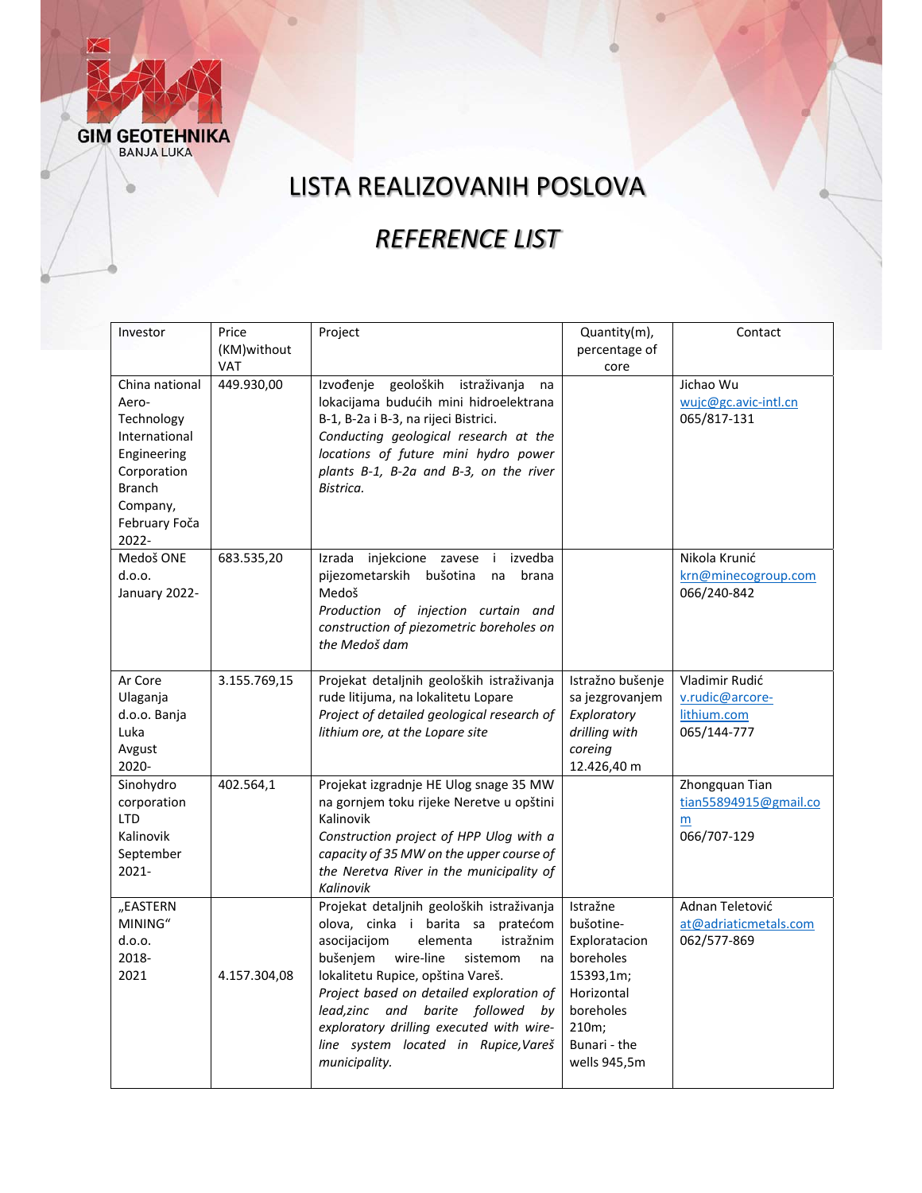GIM GEOTEHNIKA
BANJA LUKA

# LISTA REALIZOVANIH POSLOVA

# *REFERENCE LIST*

| Investor | Price (KM)without VAT | Project | Quantity(m), percentage of core | Contact |
|---|---|---|---|---|
| China national Aero-Technology International Engineering Corporation Branch Company, February Foča 2022- | 449.930,00 | Izvođenje geoloških istraživanja na lokacijama budućih mini hidroelektrana B-1, B-2a i B-3, na rijeci Bistrici. *Conducting geological research at the locations of future mini hydro power plants B-1, B-2a and B-3, on the river Bistrica.* | | Jichao Wu wujc@gc.avic-intl.cn 065/817-131 |
| Medoš ONE d.o.o. January 2022- | 683.535,20 | Izrada injekcione zavese i izvedba pijezometarskih bušotina na brana Medoš *Production of injection curtain and construction of piezometric boreholes on the Medoš dam* | | Nikola Krunić krn@minecogroup.com 066/240-842 |
| Ar Core Ulaganja d.o.o. Banja Luka Avgust 2020- | 3.155.769,15 | Projekat detaljnih geoloških istraživanja rude litijuma, na lokalitetu Lopare *Project of detailed geological research of lithium ore, at the Lopare site* | Istražno bušenje sa jezgrovanjem *Exploratory drilling with coreing* 12.426,40 m | Vladimir Rudić v.rudic@arcore-lithium.com 065/144-777 |
| Sinohydro corporation LTD Kalinovik September 2021- | 402.564,1 | Projekat izgradnje HE Ulog snage 35 MW na gornjem toku rijeke Neretve u opštini Kalinovik *Construction project of HPP Ulog with a capacity of 35 MW on the upper course of the Neretva River in the municipality of Kalinovik* | | Zhongquan Tian tian55894915@gmail.com 066/707-129 |
| „EASTERN MINING" d.o.o. 2018-2021 | 4.157.304,08 | Projekat detaljnih geoloških istraživanja olova, cinka i barita sa pratećom asocijacijom elementa istražnim bušenjem wire-line sistemom na lokalitetu Rupice, opština Vareš. *Project based on detailed exploration of lead,zinc and barite followed by exploratory drilling executed with wire-line system located in Rupice,Vareš municipality.* | Istražne bušotine-Exploratacion boreholes 15393,1m; Horizontal boreholes 210m; Bunari - the wells 945,5m | Adnan Teletović at@adriaticmetals.com 062/577-869 |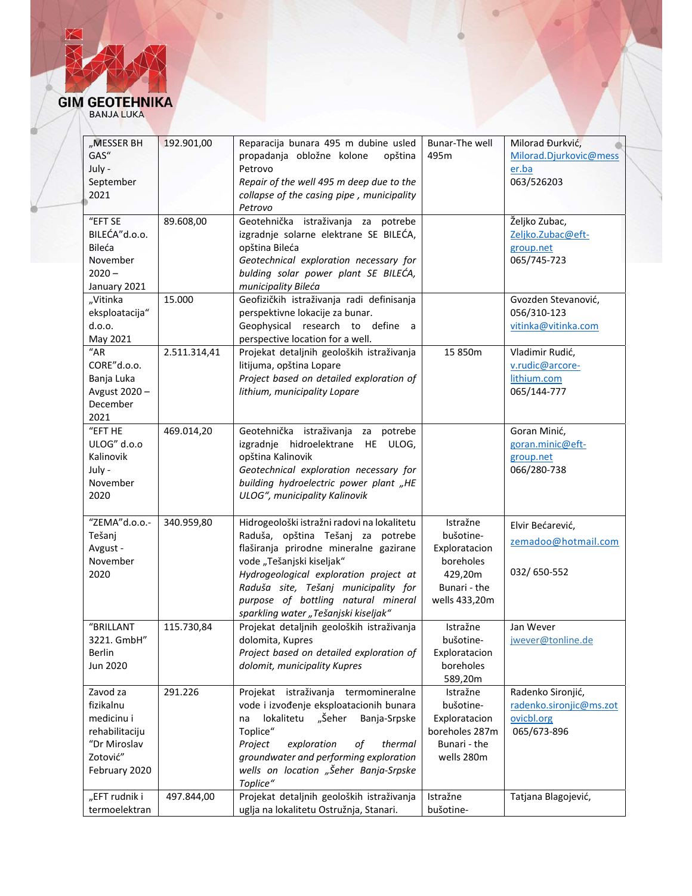| „MESSER BH GAS“ July - September 2021 | 192.901,00 | Reparacija bunara 495 m dubine usled propadanja obložne kolone opština Petrovo *Repair of the well 495 m deep due to the collapse of the casing pipe , municipality Petrovo* | Bunar-The well 495m | Milorad Đurković, Milorad.Djurkovic@messer.ba 063/526203 |
|---|---|---|---|---|
| “EFT SE BILEĆA”d.o.o. Bileća November 2020 – January 2021 | 89.608,00 | Geotehnička istraživanja za potrebe izgradnje solarne elektrane SE BILEĆA, opština Bileća *Geotechnical exploration necessary for bulding solar power plant SE BILEĆA, municipality Bileća* | | Željko Zubac, Zeljko.Zubac@eft-group.net 065/745-723 |
| „Vitinka eksploatacija“ d.o.o. May 2021 | 15.000 | Geofizičkih istraživanja radi definisanja perspektivne lokacije za bunar. Geophysical research to define a perspective location for a well. | | Gvozden Stevanović, 056/310-123 vitinka@vitinka.com |
| “AR CORE”d.o.o. Banja Luka Avgust 2020 – December 2021 | 2.511.314,41 | Projekat detaljnih geoloških istraživanja litijuma, opština Lopare *Project based on detailed exploration of lithium, municipality Lopare* | 15 850m | Vladimir Rudić, v.rudic@arcore-lithium.com 065/144-777 |
| “EFT HE ULOG” d.o.o Kalinovik July - November 2020 | 469.014,20 | Geotehnička istraživanja za potrebe izgradnje hidroelektrane HE ULOG, opština Kalinovik *Geotechnical exploration necessary for building hydroelectric power plant „HE ULOG“, municipality Kalinovik* | | Goran Minić, goran.minic@eft-group.net 066/280-738 |
| “ZEMA”d.o.o.- Tešanj Avgust - November 2020 | 340.959,80 | Hidrogeološki istražni radovi na lokalitetu Raduša, opština Tešanj za potrebe flaširanja prirodne mineralne gazirane vode „Tešanjski kiseljak“ *Hydrogeological exploration project at Raduša site, Tešanj municipality for purpose of bottling natural mineral sparkling water „Tešanjski kiseljak“* | Istražne bušotine-Exploratacion boreholes 429,20m Bunari - the wells 433,20m | Elvir Bećarević, zemadoo@hotmail.com 032/ 650-552 |
| “BRILLANT 3221. GmbH” Berlin Jun 2020 | 115.730,84 | Projekat detaljnih geoloških istraživanja dolomita, Kupres *Project based on detailed exploration of dolomit, municipality Kupres* | Istražne bušotine-Exploratacion boreholes 589,20m | Jan Wever jwever@tonline.de |
| Zavod za fizikalnu medicinu i rehabilitaciju “Dr Miroslav Zotović” February 2020 | 291.226 | Projekat istraživanja termomineralne vode i izvođenje eksploatacionih bunara na lokalitetu „Šeher Banja-Srpske Toplice“ *Project exploration of thermal groundwater and performing exploration wells on location „Šeher Banja-Srpske Toplice“* | Istražne bušotine-Exploratacion boreholes 287m Bunari - the wells 280m | Radenko Sironjić, radenko.sironjic@ms.zotovicbl.org 065/673-896 |
| „EFT rudnik i termoelektran | 497.844,00 | Projekat detaljnih geoloških istraživanja uglja na lokalitetu Ostružnja, Stanari. | Istražne bušotine- | Tatjana Blagojević, |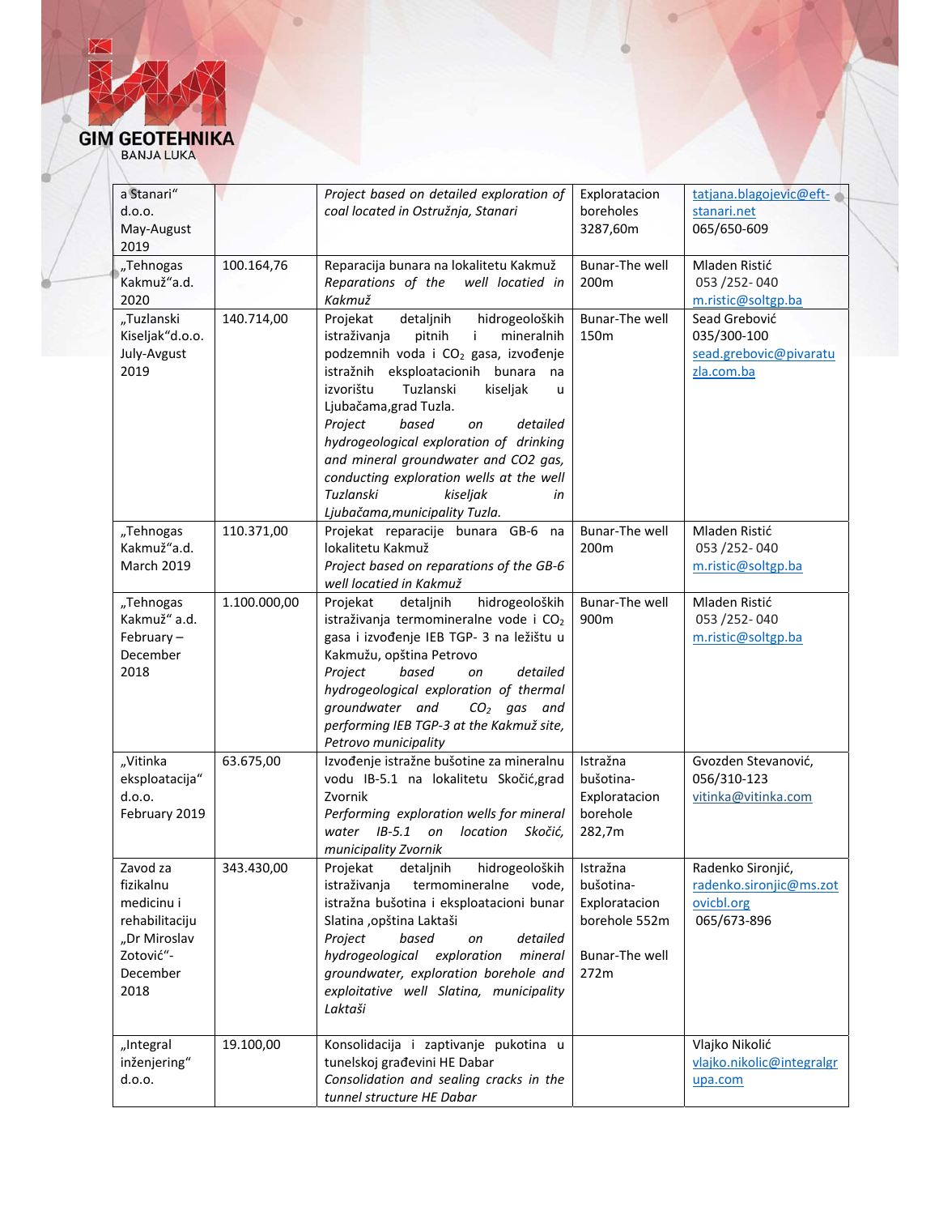| | | | | |
|---|---|---|---|---|
| a Stanari" d.o.o. May-August 2019 | | *Project based on detailed exploration of coal located in Ostružnja, Stanari* | Exploratacion boreholes 3287,60m | tatjana.blagojevic@eft-stanari.net 065/650-609 |
| „Tehnogas Kakmuž"a.d. 2020 | 100.164,76 | Reparacija bunara na lokalitetu Kakmuž *Reparations of the well locatied in Kakmuž* | Bunar-The well 200m | Mladen Ristić 053 /252- 040 m.ristic@soltgp.ba |
| „Tuzlanski Kiseljak"d.o.o. July-Avgust 2019 | 140.714,00 | Projekat detaljnih hidrogeoloških istraživanja pitnih i mineralnih podzemnih voda i $CO_2$ gasa, izvođenje istražnih eksploatacionih bunara na izvorištu Tuzlanski kiseljak u Ljubačama,grad Tuzla. *Project based on detailed hydrogeological exploration of drinking and mineral groundwater and CO2 gas, conducting exploration wells at the well Tuzlanski kiseljak in Ljubačama,municipality Tuzla.* | Bunar-The well 150m | Sead Grebović 035/300-100 sead.grebovic@pivaratuzla.com.ba |
| „Tehnogas Kakmuž"a.d. March 2019 | 110.371,00 | Projekat reparacije bunara GB-6 na lokalitetu Kakmuž *Project based on reparations of the GB-6 well locatied in Kakmuž* | Bunar-The well 200m | Mladen Ristić 053 /252- 040 m.ristic@soltgp.ba |
| „Tehnogas Kakmuž" a.d. February – December 2018 | 1.100.000,00 | Projekat detaljnih hidrogeoloških istraživanja termomineralne vode i $CO_2$ gasa i izvođenje IEB TGP- 3 na ležištu u Kakmužu, opština Petrovo *Project based on detailed hydrogeological exploration of thermal groundwater and $CO_2$ gas and performing IEB TGP-3 at the Kakmuž site, Petrovo municipality* | Bunar-The well 900m | Mladen Ristić 053 /252- 040 m.ristic@soltgp.ba |
| „Vitinka eksploatacija" d.o.o. February 2019 | 63.675,00 | Izvođenje istražne bušotine za mineralnu vodu IB-5.1 na lokalitetu Skočić,grad Zvornik *Performing exploration wells for mineral water IB-5.1 on location Skočić, municipality Zvornik* | Istražna bušotina-Exploratacion borehole 282,7m | Gvozden Stevanović, 056/310-123 vitinka@vitinka.com |
| Zavod za fizikalnu medicinu i rehabilitaciju „Dr Miroslav Zotović"-December 2018 | 343.430,00 | Projekat detaljnih hidrogeoloških istraživanja termomineralne vode, istražna bušotina i eksploatacioni bunar Slatina ,opština Laktaši *Project based on detailed hydrogeological exploration mineral groundwater, exploration borehole and exploitative well Slatina, municipality Laktaši* | Istražna bušotina-Exploratacion borehole 552m<br><br>Bunar-The well 272m | Radenko Sironjić, radenko.sironjic@ms.zotovicbl.org 065/673-896 |
| „Integral inženjering" d.o.o. | 19.100,00 | Konsolidacija i zaptivanje pukotina u tunelskoj građevini HE Dabar *Consolidation and sealing cracks in the tunnel structure HE Dabar* | | Vlajko Nikolić vlajko.nikolic@integralgrupa.com |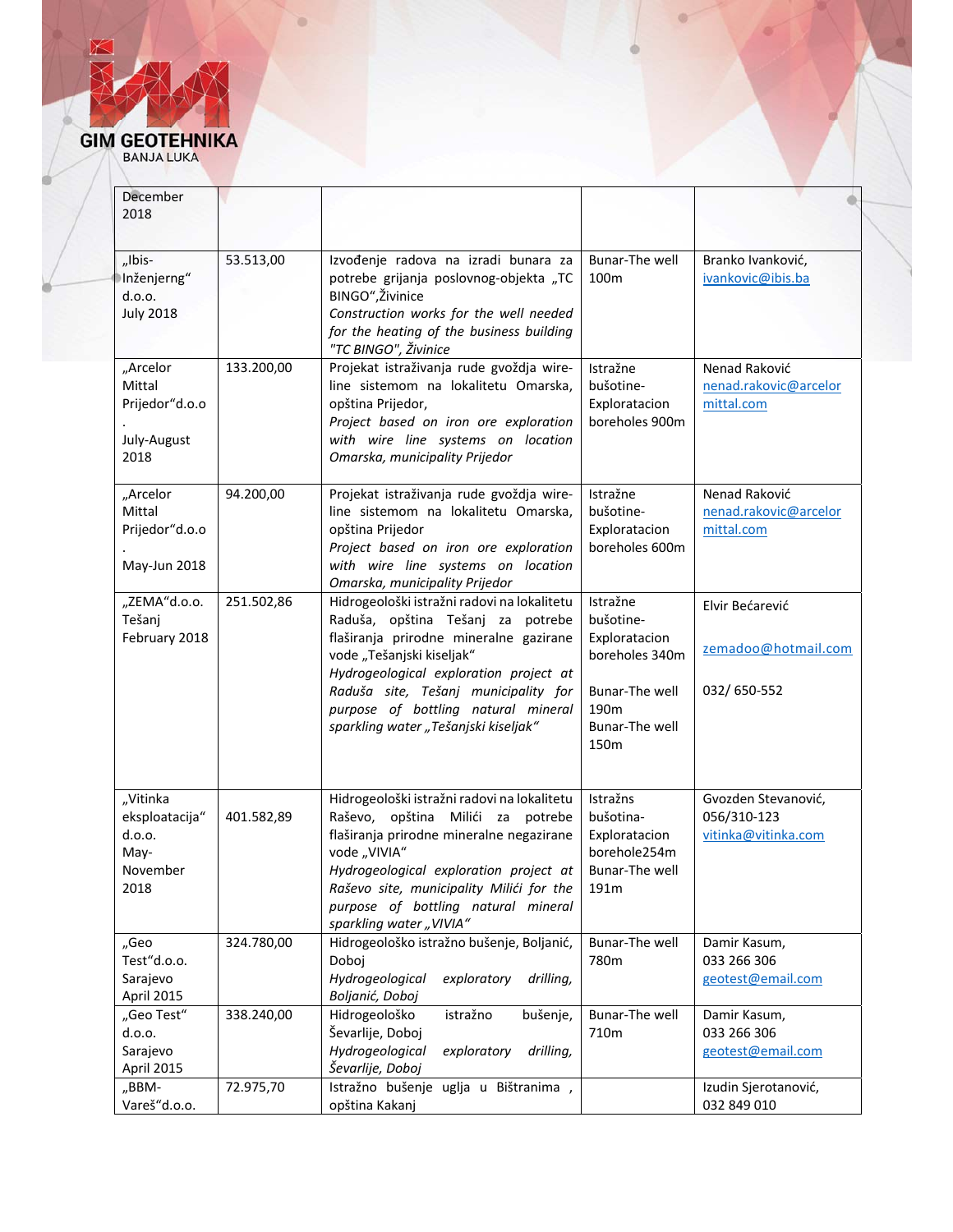GIM GEOTEHNIKA
BANJA LUKA

| | | | | |
|---|---|---|---|---|
| December 2018 | | | | |
| „Ibis-Inženjerng" d.o.o. July 2018 | 53.513,00 | Izvođenje radova na izradi bunara za potrebe grijanja poslovnog-objekta „TC BINGO",Živinice<br>*Construction works for the well needed for the heating of the business building "TC BINGO", Živinice* | Bunar-The well 100m | Branko Ivanković, ivankovic@ibis.ba |
| „Arcelor Mittal Prijedor"d.o.o. July-August 2018 | 133.200,00 | Projekat istraživanja rude gvoždja wire-line sistemom na lokalitetu Omarska, opština Prijedor,<br>*Project based on iron ore exploration with wire line systems on location Omarska, municipality Prijedor* | Istražne bušotine-Exploratacion boreholes 900m | Nenad Raković nenad.rakovic@arcelormittal.com |
| „Arcelor Mittal Prijedor"d.o.o. May-Jun 2018 | 94.200,00 | Projekat istraživanja rude gvoždja wire-line sistemom na lokalitetu Omarska, opština Prijedor<br>*Project based on iron ore exploration with wire line systems on location Omarska, municipality Prijedor* | Istražne bušotine-Exploratacion boreholes 600m | Nenad Raković nenad.rakovic@arcelormittal.com |
| „ZEMA"d.o.o. Tešanj February 2018 | 251.502,86 | Hidrogeološki istražni radovi na lokalitetu Raduša, opština Tešanj za potrebe flaširanja prirodne mineralne gazirane vode „Tešanjski kiseljak"<br>*Hydrogeological exploration project at Raduša site, Tešanj municipality for purpose of bottling natural mineral sparkling water „Tešanjski kiseljak"* | Istražne bušotine-Exploratacion boreholes 340m<br><br>Bunar-The well 190m<br>Bunar-The well 150m | Elvir Bećarević<br><br>zemadoo@hotmail.com<br><br>032/ 650-552 |
| „Vitinka eksploatacija" d.o.o. May-November 2018 | 401.582,89 | Hidrogeološki istražni radovi na lokalitetu Raševo, opština Milići za potrebe flaširanja prirodne mineralne negazirane vode „VIVIA"<br>*Hydrogeological exploration project at Raševo site, municipality Milići for the purpose of bottling natural mineral sparkling water „VIVIA"* | Istražns bušotina-Exploratacion borehole254m<br>Bunar-The well 191m | Gvozden Stevanović, 056/310-123 vitinka@vitinka.com |
| „Geo Test"d.o.o. Sarajevo April 2015 | 324.780,00 | Hidrogeološko istražno bušenje, Boljanić, Doboj<br>*Hydrogeological exploratory drilling, Boljanić, Doboj* | Bunar-The well 780m | Damir Kasum, 033 266 306 geotest@email.com |
| „Geo Test" d.o.o. Sarajevo April 2015 | 338.240,00 | Hidrogeološko istražno bušenje, Ševarlije, Doboj<br>*Hydrogeological exploratory drilling, Ševarlije, Doboj* | Bunar-The well 710m | Damir Kasum, 033 266 306 geotest@email.com |
| „BBM-Vareš"d.o.o. | 72.975,70 | Istražno bušenje uglja u Bištranima , opština Kakanj | | Izudin Sjerotanović, 032 849 010 |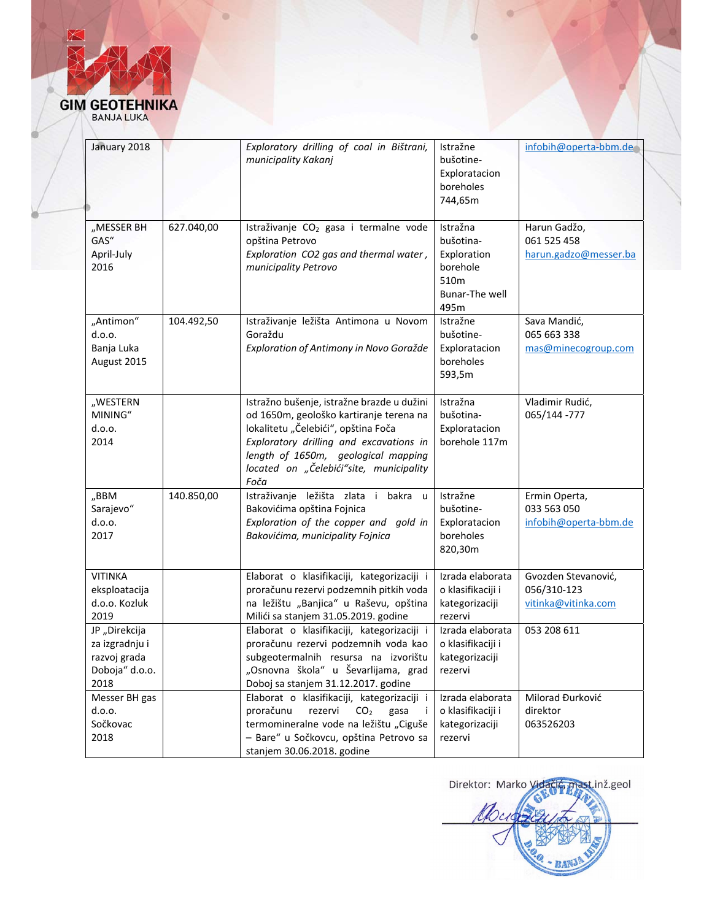| | | | | |
|---|---|---|---|---|
| January 2018 | | *Exploratory drilling of coal in Bištrani, municipality Kakanj* | Istražne bušotine-Exploratacion boreholes 744,65m | infobih@operta-bbm.de |
| „MESSER BH GAS“ April-July 2016 | 627.040,00 | Istraživanje $CO_2$ gasa i termalne vode opština Petrovo *Exploration CO2 gas and thermal water , municipality Petrovo* | Istražna bušotina-Exploration borehole 510m Bunar-The well 495m | Harun Gadžo, 061 525 458 harun.gadzo@messer.ba |
| „Antimon“ d.o.o. Banja Luka August 2015 | 104.492,50 | Istraživanje ležišta Antimona u Novom Goraždu *Exploration of Antimony in Novo Goražde* | Istražne bušotine-Exploratacion boreholes 593,5m | Sava Mandić, 065 663 338 mas@minecogroup.com |
| „WESTERN MINING“ d.o.o. 2014 | | Istražno bušenje, istražne brazde u dužini od 1650m, geološko kartiranje terena na lokalitetu „Čelebići“, opština Foča *Exploratory drilling and excavations in length of 1650m, geological mapping located on „Čelebići“site, municipality Foča* | Istražna bušotina-Exploratacion borehole 117m | Vladimir Rudić, 065/144 -777 |
| „BBM Sarajevo“ d.o.o. 2017 | 140.850,00 | Istraživanje ležišta zlata i bakra u Bakovićima opština Fojnica *Exploration of the copper and gold in Bakovićima, municipality Fojnica* | Istražne bušotine-Exploratacion boreholes 820,30m | Ermin Operta, 033 563 050 infobih@operta-bbm.de |
| VITINKA eksploatacija d.o.o. Kozluk 2019 | | Elaborat o klasifikaciji, kategorizaciji i proračunu rezervi podzemnih pitkih voda na ležištu „Banjica“ u Raševu, opština Milići sa stanjem 31.05.2019. godine | Izrada elaborata o klasifikaciji i kategorizaciji rezervi | Gvozden Stevanović, 056/310-123 vitinka@vitinka.com |
| JP „Direkcija za izgradnju i razvoj grada Doboja“ d.o.o. 2018 | | Elaborat o klasifikaciji, kategorizaciji i proračunu rezervi podzemnih voda kao subgeotermalnih resursa na izvorištu „Osnovna škola“ u Ševarlijama, grad Doboj sa stanjem 31.12.2017. godine | Izrada elaborata o klasifikaciji i kategorizaciji rezervi | 053 208 611 |
| Messer BH gas d.o.o. Sočkovac 2018 | | Elaborat o klasifikaciji, kategorizaciji i proračunu rezervi $CO_2$ gasa i termomineralne vode na ležištu „Ciguše – Bare“ u Sočkovcu, opština Petrovo sa stanjem 30.06.2018. godine | Izrada elaborata o klasifikaciji i kategorizaciji rezervi | Milorad Đurković direktor 063526203 |

Direktor: Marko Vidačić, mast.inž.geol